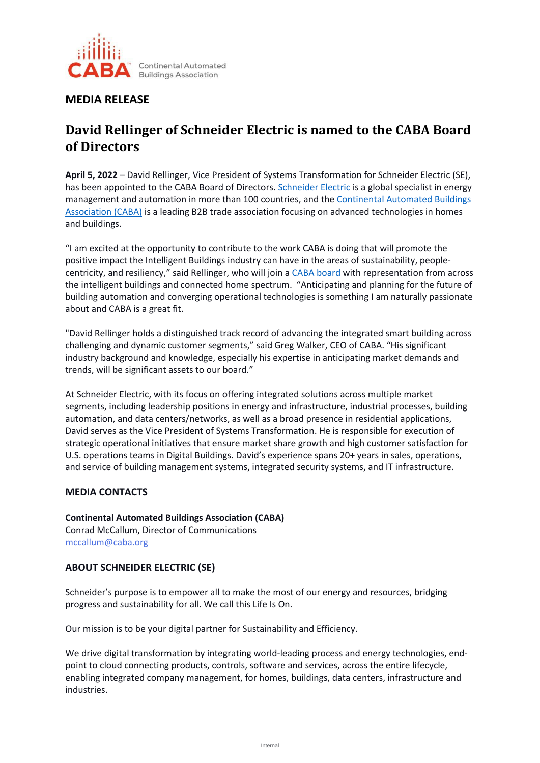CABA Continental Automated Buildings Association

**MEDIA RELEASE**

# David Rellinger of Schneider Electric is named to the CABA Board of Directors

**April 5, 2022** – David Rellinger, Vice President of Systems Transformation for Schneider Electric (SE), has been appointed to the CABA Board of Directors. Schneider Electric is a global specialist in energy management and automation in more than 100 countries, and the Continental Automated Buildings Association (CABA) is a leading B2B trade association focusing on advanced technologies in homes and buildings.

"I am excited at the opportunity to contribute to the work CABA is doing that will promote the positive impact the Intelligent Buildings industry can have in the areas of sustainability, people-centricity, and resiliency," said Rellinger, who will join a CABA board with representation from across the intelligent buildings and connected home spectrum. "Anticipating and planning for the future of building automation and converging operational technologies is something I am naturally passionate about and CABA is a great fit.

"David Rellinger holds a distinguished track record of advancing the integrated smart building across challenging and dynamic customer segments," said Greg Walker, CEO of CABA. "His significant industry background and knowledge, especially his expertise in anticipating market demands and trends, will be significant assets to our board."

At Schneider Electric, with its focus on offering integrated solutions across multiple market segments, including leadership positions in energy and infrastructure, industrial processes, building automation, and data centers/networks, as well as a broad presence in residential applications, David serves as the Vice President of Systems Transformation. He is responsible for execution of strategic operational initiatives that ensure market share growth and high customer satisfaction for U.S. operations teams in Digital Buildings. David's experience spans 20+ years in sales, operations, and service of building management systems, integrated security systems, and IT infrastructure.

## MEDIA CONTACTS

**Continental Automated Buildings Association (CABA)**
Conrad McCallum, Director of Communications
mccallum@caba.org

## ABOUT SCHNEIDER ELECTRIC (SE)

Schneider's purpose is to empower all to make the most of our energy and resources, bridging progress and sustainability for all. We call this Life Is On.

Our mission is to be your digital partner for Sustainability and Efficiency.

We drive digital transformation by integrating world-leading process and energy technologies, end-point to cloud connecting products, controls, software and services, across the entire lifecycle, enabling integrated company management, for homes, buildings, data centers, infrastructure and industries.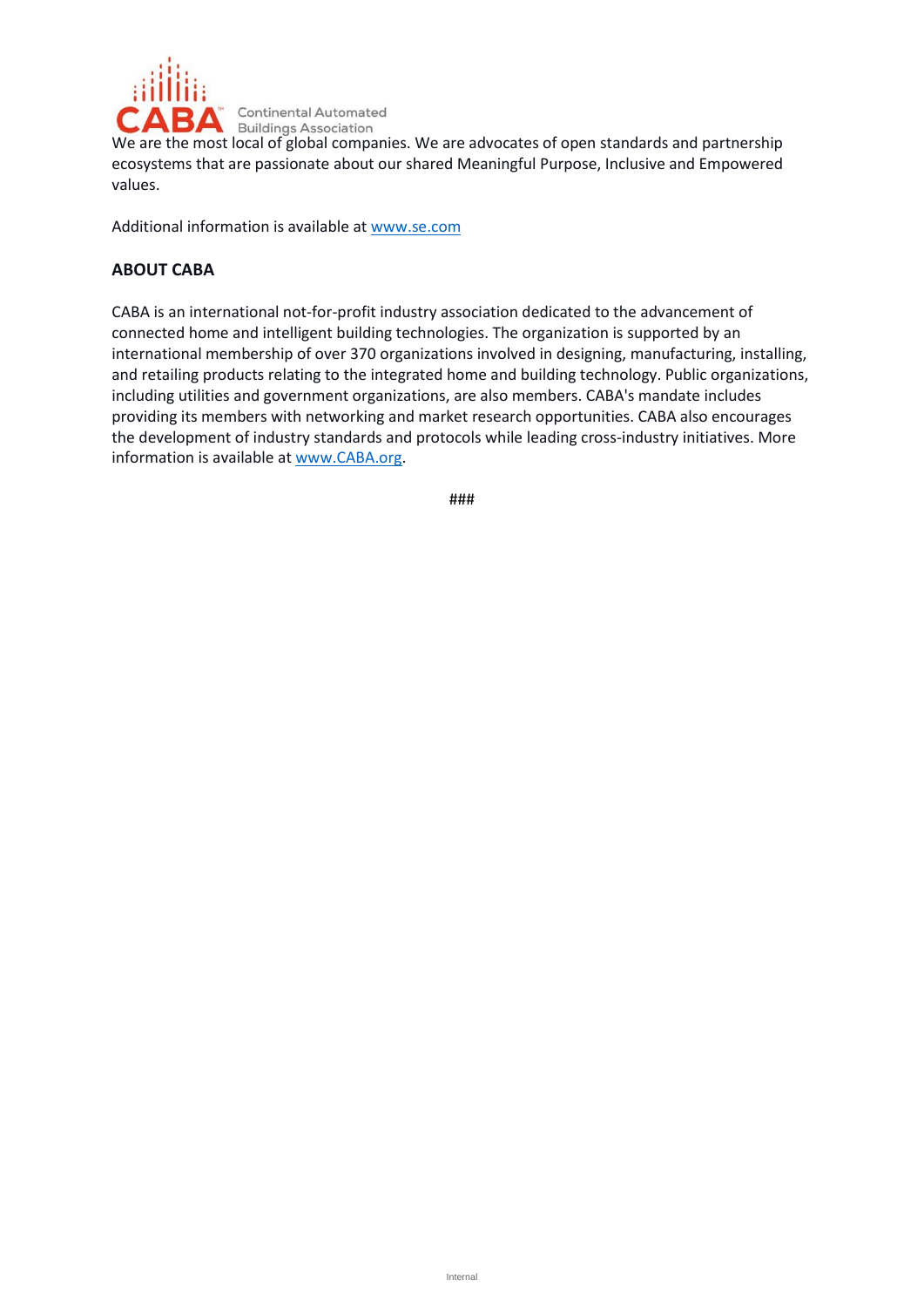We are the most local of global companies. We are advocates of open standards and partnership ecosystems that are passionate about our shared Meaningful Purpose, Inclusive and Empowered values.

Additional information is available at www.se.com

**ABOUT CABA**

CABA is an international not-for-profit industry association dedicated to the advancement of connected home and intelligent building technologies. The organization is supported by an international membership of over 370 organizations involved in designing, manufacturing, installing, and retailing products relating to the integrated home and building technology. Public organizations, including utilities and government organizations, are also members. CABA's mandate includes providing its members with networking and market research opportunities. CABA also encourages the development of industry standards and protocols while leading cross-industry initiatives. More information is available at www.CABA.org.

###